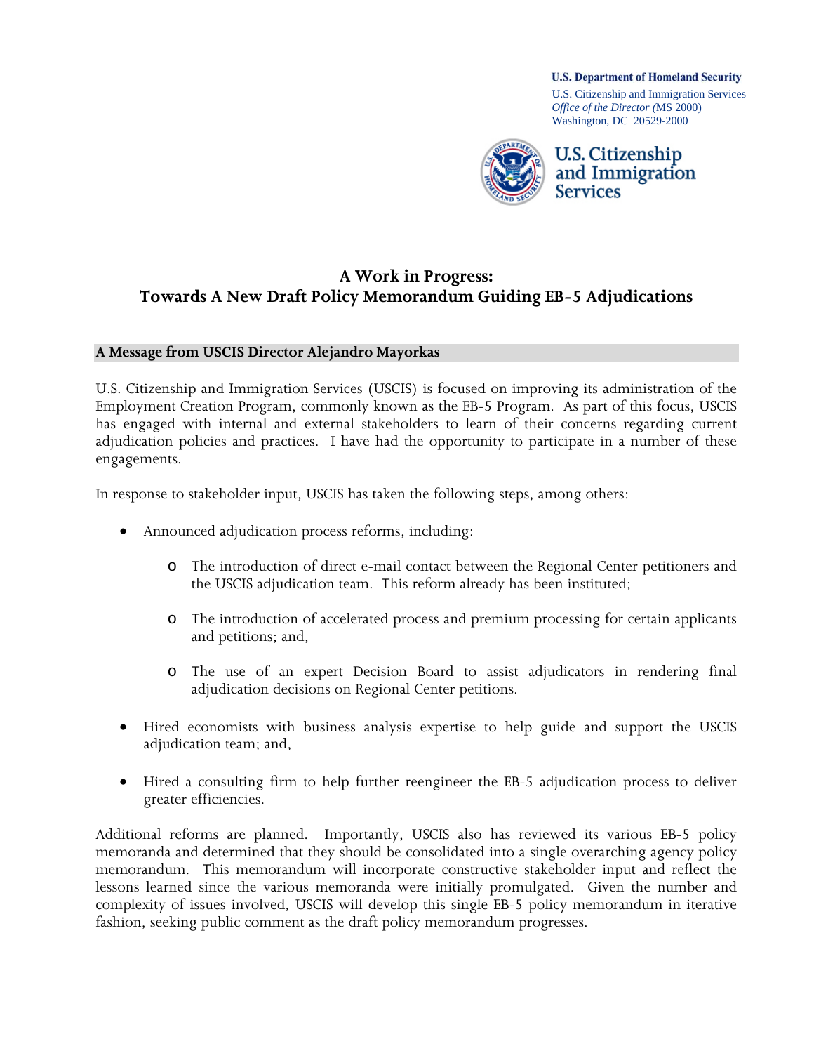**U.S. Department of Homeland Security**
U.S. Citizenship and Immigration Services
*Office of the Director* (MS 2000)
Washington, DC 20529-2000

**U.S. Citizenship and Immigration Services**

# A Work in Progress: Towards A New Draft Policy Memorandum Guiding EB-5 Adjudications

## A Message from USCIS Director Alejandro Mayorkas

U.S. Citizenship and Immigration Services (USCIS) is focused on improving its administration of the Employment Creation Program, commonly known as the EB-5 Program. As part of this focus, USCIS has engaged with internal and external stakeholders to learn of their concerns regarding current adjudication policies and practices. I have had the opportunity to participate in a number of these engagements.

In response to stakeholder input, USCIS has taken the following steps, among others:

- Announced adjudication process reforms, including:
    - The introduction of direct e-mail contact between the Regional Center petitioners and the USCIS adjudication team. This reform already has been instituted;
    - The introduction of accelerated process and premium processing for certain applicants and petitions; and,
    - The use of an expert Decision Board to assist adjudicators in rendering final adjudication decisions on Regional Center petitions.
- Hired economists with business analysis expertise to help guide and support the USCIS adjudication team; and,
- Hired a consulting firm to help further reengineer the EB-5 adjudication process to deliver greater efficiencies.

Additional reforms are planned. Importantly, USCIS also has reviewed its various EB-5 policy memoranda and determined that they should be consolidated into a single overarching agency policy memorandum. This memorandum will incorporate constructive stakeholder input and reflect the lessons learned since the various memoranda were initially promulgated. Given the number and complexity of issues involved, USCIS will develop this single EB-5 policy memorandum in iterative fashion, seeking public comment as the draft policy memorandum progresses.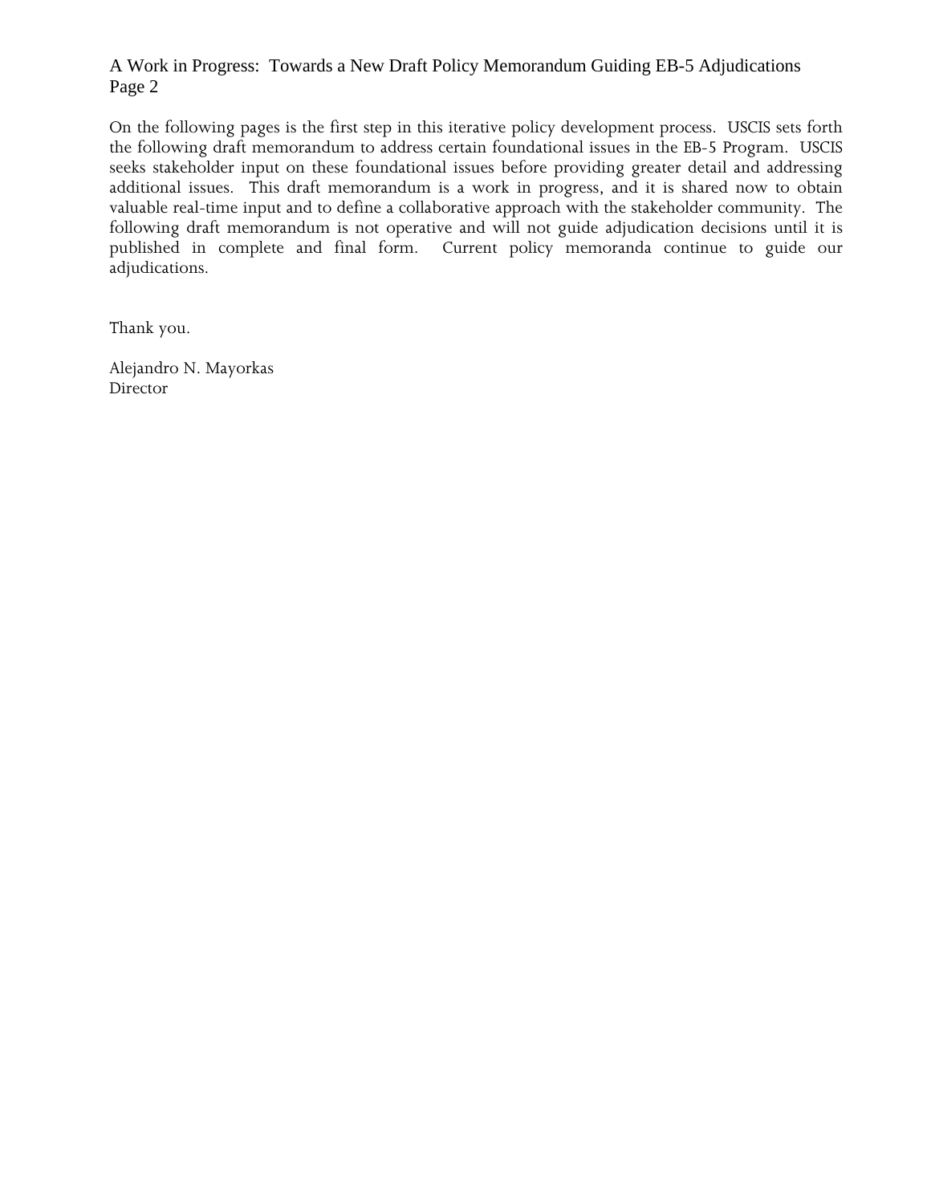On the following pages is the first step in this iterative policy development process. USCIS sets forth the following draft memorandum to address certain foundational issues in the EB-5 Program. USCIS seeks stakeholder input on these foundational issues before providing greater detail and addressing additional issues. This draft memorandum is a work in progress, and it is shared now to obtain valuable real-time input and to define a collaborative approach with the stakeholder community. The following draft memorandum is not operative and will not guide adjudication decisions until it is published in complete and final form. Current policy memoranda continue to guide our adjudications.

Thank you.

Alejandro N. Mayorkas
Director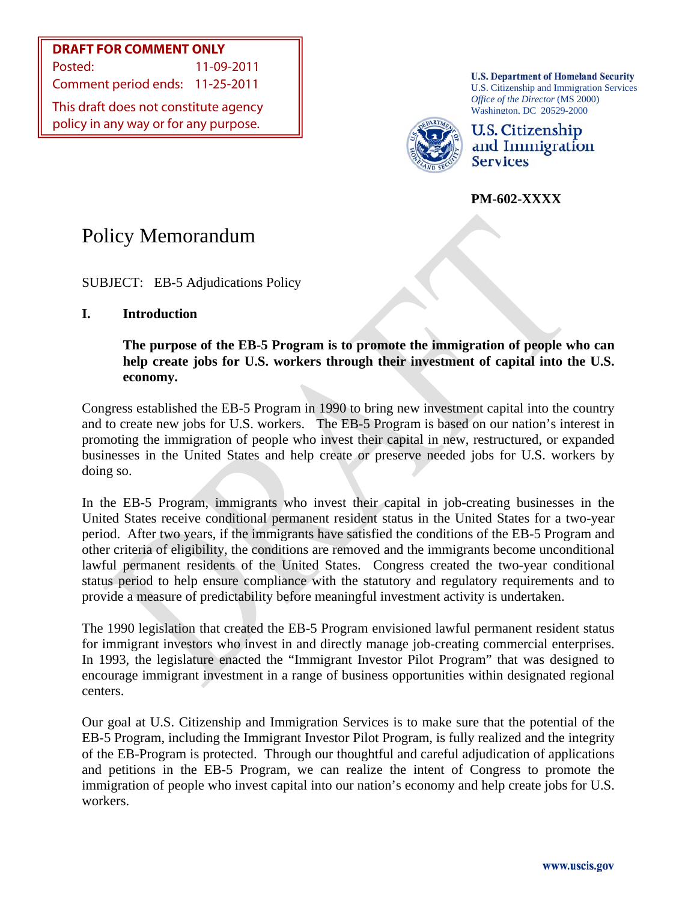**DRAFT FOR COMMENT ONLY**
Posted: 11-09-2011
Comment period ends: 11-25-2011
This draft does not constitute agency policy in any way or for any purpose.

**U.S. Department of Homeland Security**
U.S. Citizenship and Immigration Services
*Office of the Director* (MS 2000)
Washington, DC 20529-2000

U.S. Citizenship and Immigration Services

**PM-602-XXXX**

# Policy Memorandum

SUBJECT: EB-5 Adjudications Policy

## I. Introduction

**The purpose of the EB-5 Program is to promote the immigration of people who can help create jobs for U.S. workers through their investment of capital into the U.S. economy.**

Congress established the EB-5 Program in 1990 to bring new investment capital into the country and to create new jobs for U.S. workers. The EB-5 Program is based on our nation's interest in promoting the immigration of people who invest their capital in new, restructured, or expanded businesses in the United States and help create or preserve needed jobs for U.S. workers by doing so.

In the EB-5 Program, immigrants who invest their capital in job-creating businesses in the United States receive conditional permanent resident status in the United States for a two-year period. After two years, if the immigrants have satisfied the conditions of the EB-5 Program and other criteria of eligibility, the conditions are removed and the immigrants become unconditional lawful permanent residents of the United States. Congress created the two-year conditional status period to help ensure compliance with the statutory and regulatory requirements and to provide a measure of predictability before meaningful investment activity is undertaken.

The 1990 legislation that created the EB-5 Program envisioned lawful permanent resident status for immigrant investors who invest in and directly manage job-creating commercial enterprises. In 1993, the legislature enacted the "Immigrant Investor Pilot Program" that was designed to encourage immigrant investment in a range of business opportunities within designated regional centers.

Our goal at U.S. Citizenship and Immigration Services is to make sure that the potential of the EB-5 Program, including the Immigrant Investor Pilot Program, is fully realized and the integrity of the EB-Program is protected. Through our thoughtful and careful adjudication of applications and petitions in the EB-5 Program, we can realize the intent of Congress to promote the immigration of people who invest capital into our nation's economy and help create jobs for U.S. workers.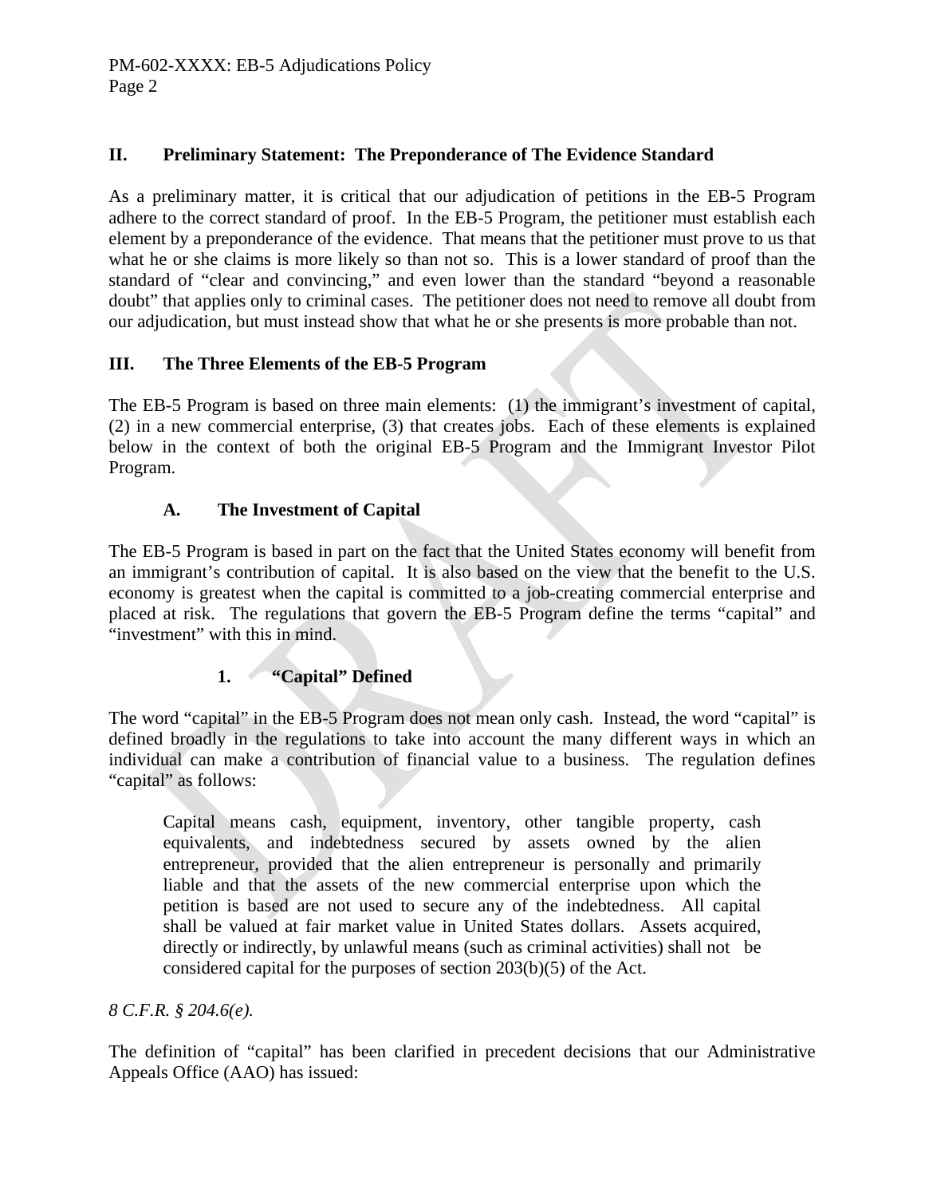## II. Preliminary Statement: The Preponderance of The Evidence Standard

As a preliminary matter, it is critical that our adjudication of petitions in the EB-5 Program adhere to the correct standard of proof. In the EB-5 Program, the petitioner must establish each element by a preponderance of the evidence. That means that the petitioner must prove to us that what he or she claims is more likely so than not so. This is a lower standard of proof than the standard of "clear and convincing," and even lower than the standard "beyond a reasonable doubt" that applies only to criminal cases. The petitioner does not need to remove all doubt from our adjudication, but must instead show that what he or she presents is more probable than not.

## III. The Three Elements of the EB-5 Program

The EB-5 Program is based on three main elements: (1) the immigrant's investment of capital, (2) in a new commercial enterprise, (3) that creates jobs. Each of these elements is explained below in the context of both the original EB-5 Program and the Immigrant Investor Pilot Program.

### A. The Investment of Capital

The EB-5 Program is based in part on the fact that the United States economy will benefit from an immigrant's contribution of capital. It is also based on the view that the benefit to the U.S. economy is greatest when the capital is committed to a job-creating commercial enterprise and placed at risk. The regulations that govern the EB-5 Program define the terms "capital" and "investment" with this in mind.

#### 1. "Capital" Defined

The word "capital" in the EB-5 Program does not mean only cash. Instead, the word "capital" is defined broadly in the regulations to take into account the many different ways in which an individual can make a contribution of financial value to a business. The regulation defines "capital" as follows:

> Capital means cash, equipment, inventory, other tangible property, cash equivalents, and indebtedness secured by assets owned by the alien entrepreneur, provided that the alien entrepreneur is personally and primarily liable and that the assets of the new commercial enterprise upon which the petition is based are not used to secure any of the indebtedness. All capital shall be valued at fair market value in United States dollars. Assets acquired, directly or indirectly, by unlawful means (such as criminal activities) shall not be considered capital for the purposes of section 203(b)(5) of the Act.

*8 C.F.R. § 204.6(e).*

The definition of "capital" has been clarified in precedent decisions that our Administrative Appeals Office (AAO) has issued: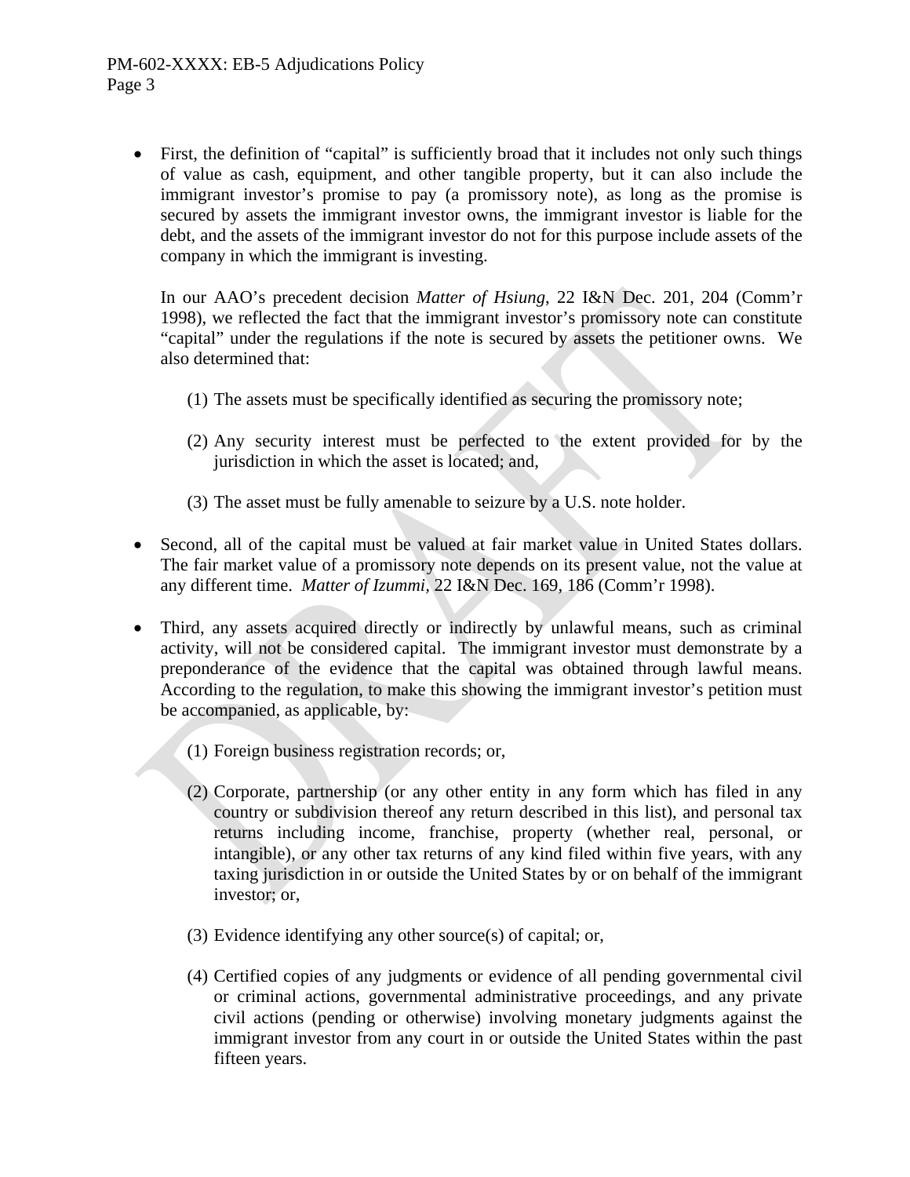- First, the definition of "capital" is sufficiently broad that it includes not only such things of value as cash, equipment, and other tangible property, but it can also include the immigrant investor's promise to pay (a promissory note), as long as the promise is secured by assets the immigrant investor owns, the immigrant investor is liable for the debt, and the assets of the immigrant investor do not for this purpose include assets of the company in which the immigrant is investing.

  In our AAO's precedent decision *Matter of Hsiung*, 22 I&N Dec. 201, 204 (Comm'r 1998), we reflected the fact that the immigrant investor's promissory note can constitute "capital" under the regulations if the note is secured by assets the petitioner owns. We also determined that:

  (1) The assets must be specifically identified as securing the promissory note;

  (2) Any security interest must be perfected to the extent provided for by the jurisdiction in which the asset is located; and,

  (3) The asset must be fully amenable to seizure by a U.S. note holder.

- Second, all of the capital must be valued at fair market value in United States dollars. The fair market value of a promissory note depends on its present value, not the value at any different time. *Matter of Izummi*, 22 I&N Dec. 169, 186 (Comm'r 1998).

- Third, any assets acquired directly or indirectly by unlawful means, such as criminal activity, will not be considered capital. The immigrant investor must demonstrate by a preponderance of the evidence that the capital was obtained through lawful means. According to the regulation, to make this showing the immigrant investor's petition must be accompanied, as applicable, by:

  (1) Foreign business registration records; or,

  (2) Corporate, partnership (or any other entity in any form which has filed in any country or subdivision thereof any return described in this list), and personal tax returns including income, franchise, property (whether real, personal, or intangible), or any other tax returns of any kind filed within five years, with any taxing jurisdiction in or outside the United States by or on behalf of the immigrant investor; or,

  (3) Evidence identifying any other source(s) of capital; or,

  (4) Certified copies of any judgments or evidence of all pending governmental civil or criminal actions, governmental administrative proceedings, and any private civil actions (pending or otherwise) involving monetary judgments against the immigrant investor from any court in or outside the United States within the past fifteen years.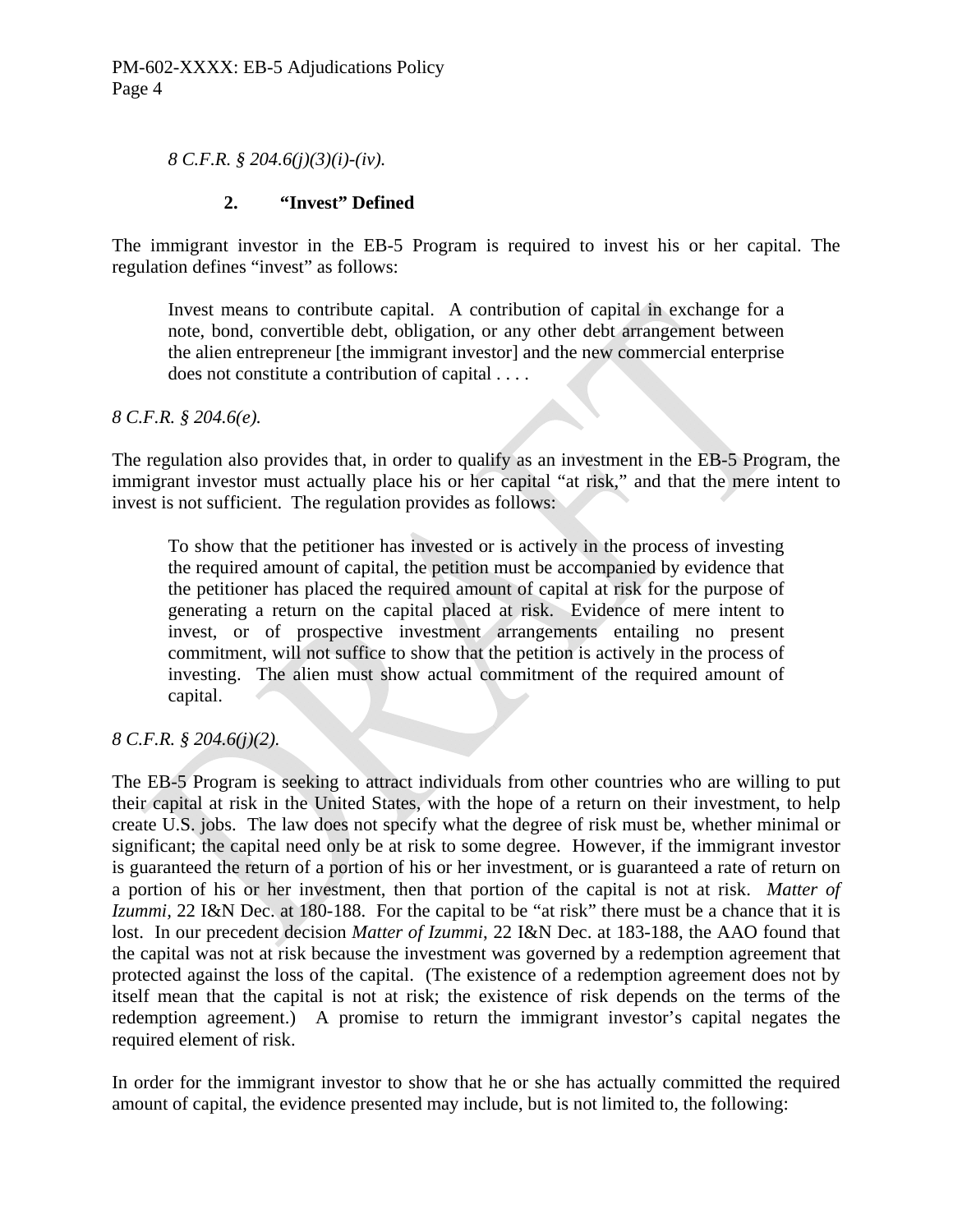*8 C.F.R. § 204.6(j)(3)(i)-(iv).*

### 2. "Invest" Defined

The immigrant investor in the EB-5 Program is required to invest his or her capital. The regulation defines "invest" as follows:

> Invest means to contribute capital. A contribution of capital in exchange for a note, bond, convertible debt, obligation, or any other debt arrangement between the alien entrepreneur [the immigrant investor] and the new commercial enterprise does not constitute a contribution of capital . . . .

*8 C.F.R. § 204.6(e).*

The regulation also provides that, in order to qualify as an investment in the EB-5 Program, the immigrant investor must actually place his or her capital "at risk," and that the mere intent to invest is not sufficient. The regulation provides as follows:

> To show that the petitioner has invested or is actively in the process of investing the required amount of capital, the petition must be accompanied by evidence that the petitioner has placed the required amount of capital at risk for the purpose of generating a return on the capital placed at risk. Evidence of mere intent to invest, or of prospective investment arrangements entailing no present commitment, will not suffice to show that the petition is actively in the process of investing. The alien must show actual commitment of the required amount of capital.

*8 C.F.R. § 204.6(j)(2).*

The EB-5 Program is seeking to attract individuals from other countries who are willing to put their capital at risk in the United States, with the hope of a return on their investment, to help create U.S. jobs. The law does not specify what the degree of risk must be, whether minimal or significant; the capital need only be at risk to some degree. However, if the immigrant investor is guaranteed the return of a portion of his or her investment, or is guaranteed a rate of return on a portion of his or her investment, then that portion of the capital is not at risk. *Matter of Izummi*, 22 I&N Dec. at 180-188. For the capital to be "at risk" there must be a chance that it is lost. In our precedent decision *Matter of Izummi*, 22 I&N Dec. at 183-188, the AAO found that the capital was not at risk because the investment was governed by a redemption agreement that protected against the loss of the capital. (The existence of a redemption agreement does not by itself mean that the capital is not at risk; the existence of risk depends on the terms of the redemption agreement.) A promise to return the immigrant investor's capital negates the required element of risk.

In order for the immigrant investor to show that he or she has actually committed the required amount of capital, the evidence presented may include, but is not limited to, the following: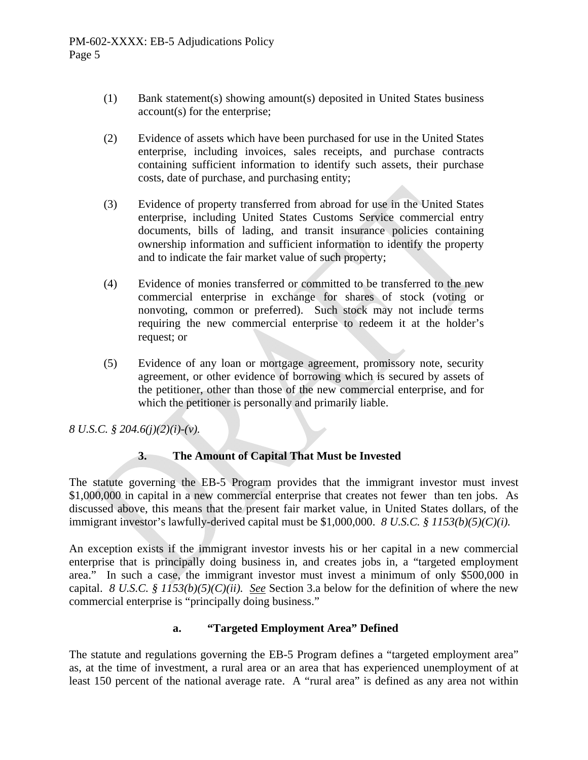(1) Bank statement(s) showing amount(s) deposited in United States business account(s) for the enterprise;

(2) Evidence of assets which have been purchased for use in the United States enterprise, including invoices, sales receipts, and purchase contracts containing sufficient information to identify such assets, their purchase costs, date of purchase, and purchasing entity;

(3) Evidence of property transferred from abroad for use in the United States enterprise, including United States Customs Service commercial entry documents, bills of lading, and transit insurance policies containing ownership information and sufficient information to identify the property and to indicate the fair market value of such property;

(4) Evidence of monies transferred or committed to be transferred to the new commercial enterprise in exchange for shares of stock (voting or nonvoting, common or preferred). Such stock may not include terms requiring the new commercial enterprise to redeem it at the holder's request; or

(5) Evidence of any loan or mortgage agreement, promissory note, security agreement, or other evidence of borrowing which is secured by assets of the petitioner, other than those of the new commercial enterprise, and for which the petitioner is personally and primarily liable.

*8 U.S.C. § 204.6(j)(2)(i)-(v).*

### 3. The Amount of Capital That Must be Invested

The statute governing the EB-5 Program provides that the immigrant investor must invest $1,000,000 in capital in a new commercial enterprise that creates not fewer than ten jobs. As discussed above, this means that the present fair market value, in United States dollars, of the immigrant investor's lawfully-derived capital must be $1,000,000. *8 U.S.C. § 1153(b)(5)(C)(i).*

An exception exists if the immigrant investor invests his or her capital in a new commercial enterprise that is principally doing business in, and creates jobs in, a "targeted employment area." In such a case, the immigrant investor must invest a minimum of only $500,000 in capital. *8 U.S.C. § 1153(b)(5)(C)(ii).* See Section 3.a below for the definition of where the new commercial enterprise is "principally doing business."

#### a. "Targeted Employment Area" Defined

The statute and regulations governing the EB-5 Program defines a "targeted employment area" as, at the time of investment, a rural area or an area that has experienced unemployment of at least 150 percent of the national average rate. A "rural area" is defined as any area not within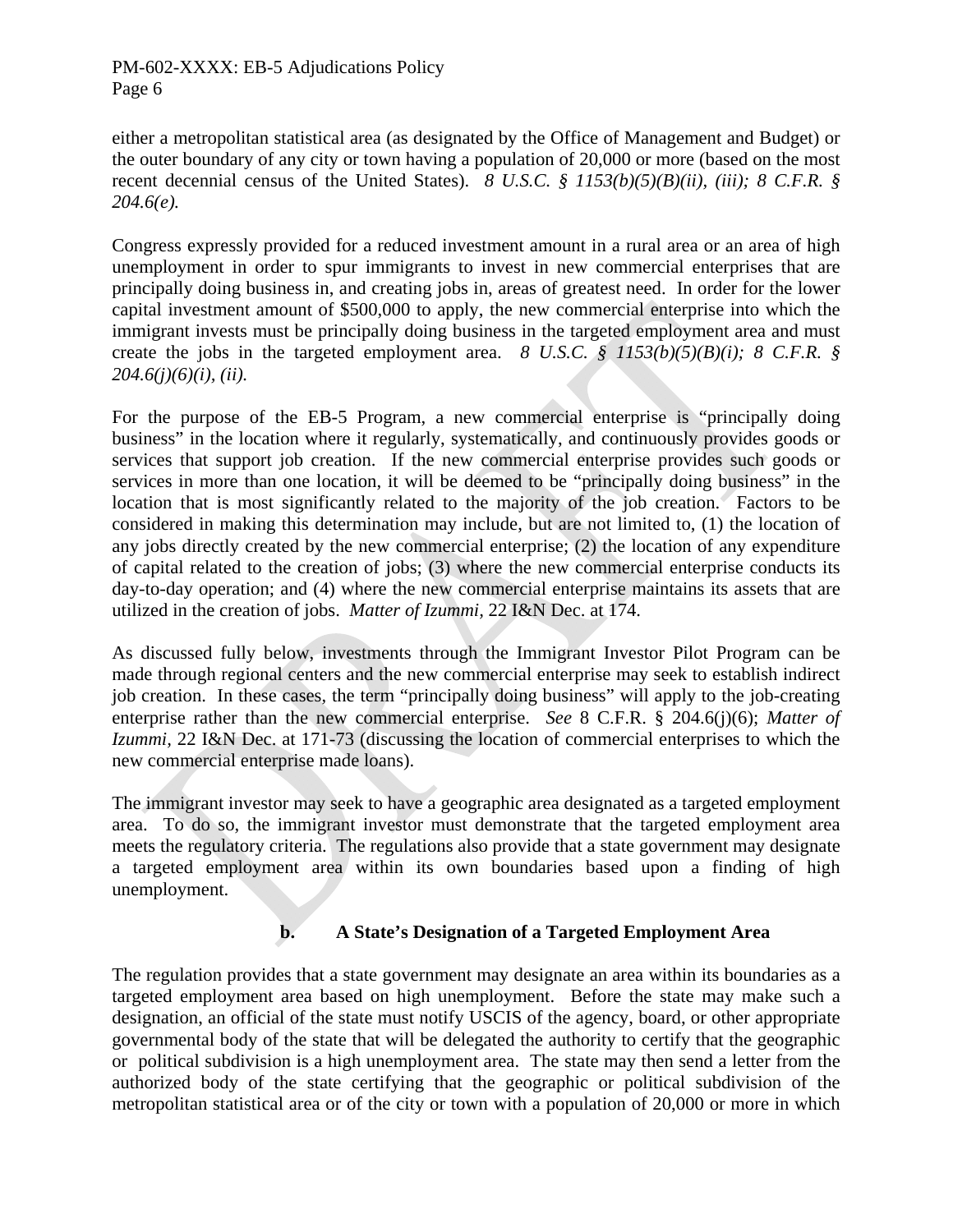either a metropolitan statistical area (as designated by the Office of Management and Budget) or the outer boundary of any city or town having a population of 20,000 or more (based on the most recent decennial census of the United States). *8 U.S.C. § 1153(b)(5)(B)(ii), (iii); 8 C.F.R. § 204.6(e).*

Congress expressly provided for a reduced investment amount in a rural area or an area of high unemployment in order to spur immigrants to invest in new commercial enterprises that are principally doing business in, and creating jobs in, areas of greatest need. In order for the lower capital investment amount of $500,000 to apply, the new commercial enterprise into which the immigrant invests must be principally doing business in the targeted employment area and must create the jobs in the targeted employment area. *8 U.S.C. § 1153(b)(5)(B)(i); 8 C.F.R. § 204.6(j)(6)(i), (ii).*

For the purpose of the EB-5 Program, a new commercial enterprise is "principally doing business" in the location where it regularly, systematically, and continuously provides goods or services that support job creation. If the new commercial enterprise provides such goods or services in more than one location, it will be deemed to be "principally doing business" in the location that is most significantly related to the majority of the job creation. Factors to be considered in making this determination may include, but are not limited to, (1) the location of any jobs directly created by the new commercial enterprise; (2) the location of any expenditure of capital related to the creation of jobs; (3) where the new commercial enterprise conducts its day-to-day operation; and (4) where the new commercial enterprise maintains its assets that are utilized in the creation of jobs. *Matter of Izummi*, 22 I&N Dec. at 174.

As discussed fully below, investments through the Immigrant Investor Pilot Program can be made through regional centers and the new commercial enterprise may seek to establish indirect job creation. In these cases, the term "principally doing business" will apply to the job-creating enterprise rather than the new commercial enterprise. *See* 8 C.F.R. § 204.6(j)(6); *Matter of Izummi*, 22 I&N Dec. at 171-73 (discussing the location of commercial enterprises to which the new commercial enterprise made loans).

The immigrant investor may seek to have a geographic area designated as a targeted employment area. To do so, the immigrant investor must demonstrate that the targeted employment area meets the regulatory criteria. The regulations also provide that a state government may designate a targeted employment area within its own boundaries based upon a finding of high unemployment.

### b. A State's Designation of a Targeted Employment Area

The regulation provides that a state government may designate an area within its boundaries as a targeted employment area based on high unemployment. Before the state may make such a designation, an official of the state must notify USCIS of the agency, board, or other appropriate governmental body of the state that will be delegated the authority to certify that the geographic or political subdivision is a high unemployment area. The state may then send a letter from the authorized body of the state certifying that the geographic or political subdivision of the metropolitan statistical area or of the city or town with a population of 20,000 or more in which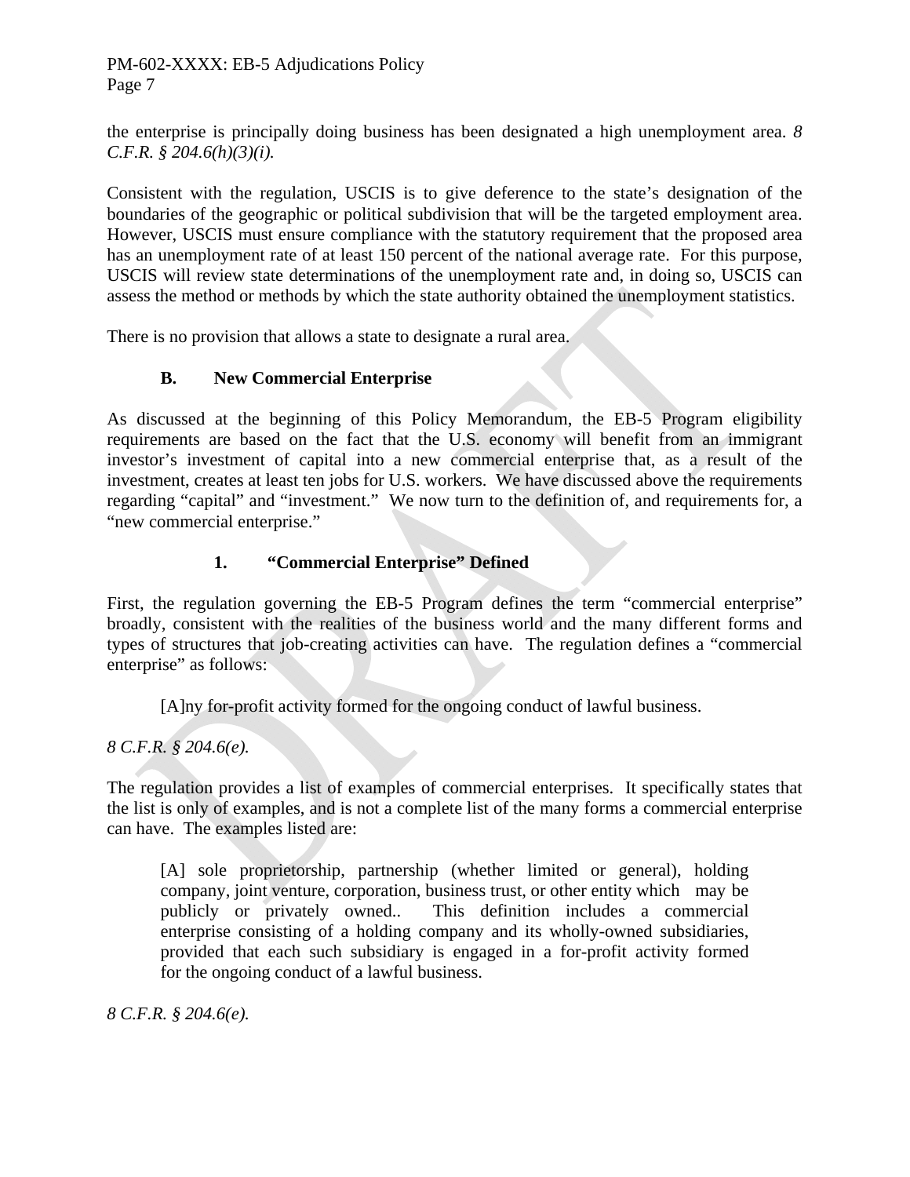the enterprise is principally doing business has been designated a high unemployment area. *8 C.F.R. § 204.6(h)(3)(i).*

Consistent with the regulation, USCIS is to give deference to the state's designation of the boundaries of the geographic or political subdivision that will be the targeted employment area. However, USCIS must ensure compliance with the statutory requirement that the proposed area has an unemployment rate of at least 150 percent of the national average rate. For this purpose, USCIS will review state determinations of the unemployment rate and, in doing so, USCIS can assess the method or methods by which the state authority obtained the unemployment statistics.

There is no provision that allows a state to designate a rural area.

### B. New Commercial Enterprise

As discussed at the beginning of this Policy Memorandum, the EB-5 Program eligibility requirements are based on the fact that the U.S. economy will benefit from an immigrant investor's investment of capital into a new commercial enterprise that, as a result of the investment, creates at least ten jobs for U.S. workers. We have discussed above the requirements regarding "capital" and "investment." We now turn to the definition of, and requirements for, a "new commercial enterprise."

#### 1. "Commercial Enterprise" Defined

First, the regulation governing the EB-5 Program defines the term "commercial enterprise" broadly, consistent with the realities of the business world and the many different forms and types of structures that job-creating activities can have. The regulation defines a "commercial enterprise" as follows:

> [A]ny for-profit activity formed for the ongoing conduct of lawful business.

*8 C.F.R. § 204.6(e).*

The regulation provides a list of examples of commercial enterprises. It specifically states that the list is only of examples, and is not a complete list of the many forms a commercial enterprise can have. The examples listed are:

> [A] sole proprietorship, partnership (whether limited or general), holding company, joint venture, corporation, business trust, or other entity which may be publicly or privately owned.. This definition includes a commercial enterprise consisting of a holding company and its wholly-owned subsidiaries, provided that each such subsidiary is engaged in a for-profit activity formed for the ongoing conduct of a lawful business.

*8 C.F.R. § 204.6(e).*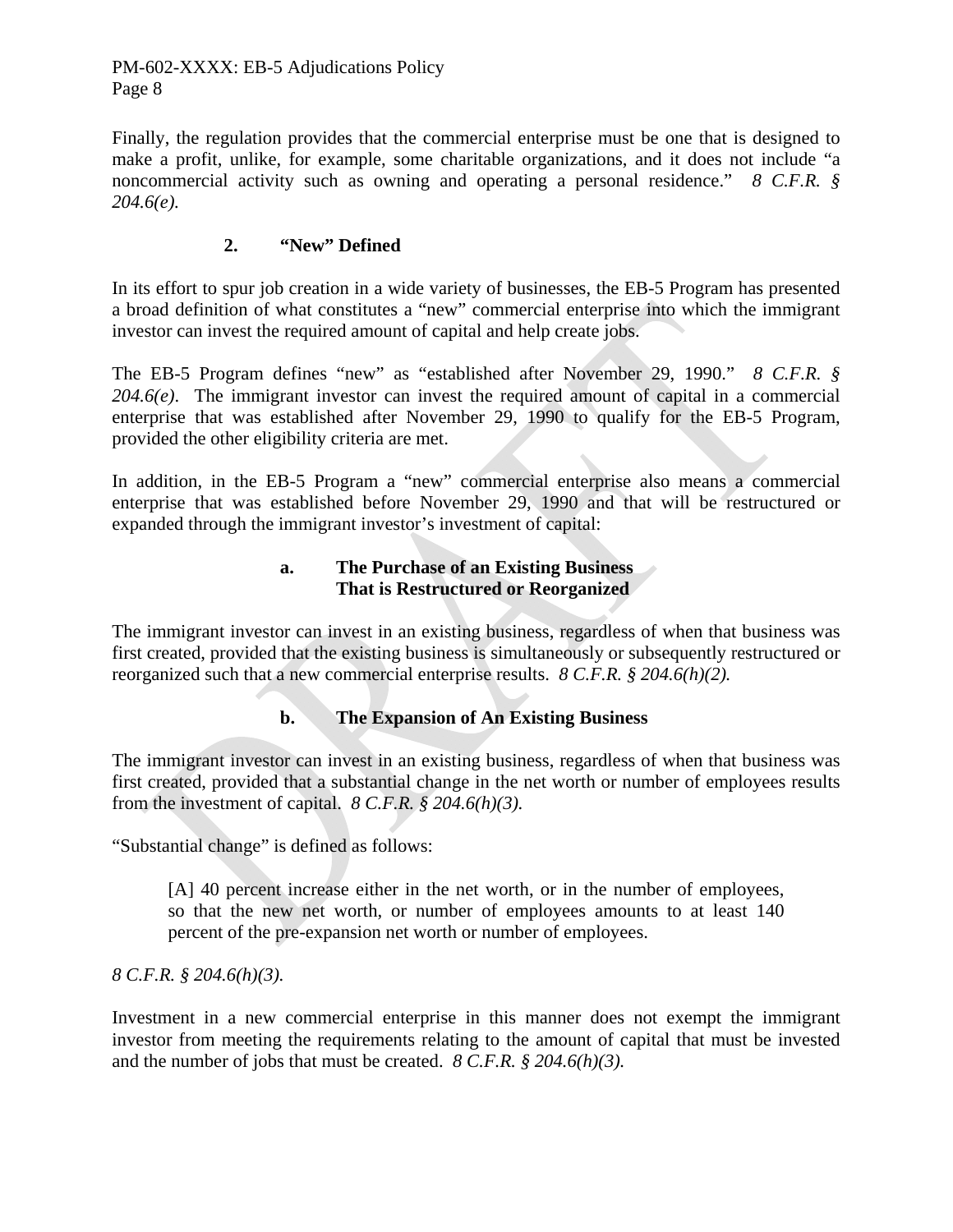Finally, the regulation provides that the commercial enterprise must be one that is designed to make a profit, unlike, for example, some charitable organizations, and it does not include "a noncommercial activity such as owning and operating a personal residence." *8 C.F.R. § 204.6(e).*

### 2. "New" Defined

In its effort to spur job creation in a wide variety of businesses, the EB-5 Program has presented a broad definition of what constitutes a "new" commercial enterprise into which the immigrant investor can invest the required amount of capital and help create jobs.

The EB-5 Program defines "new" as "established after November 29, 1990." *8 C.F.R. § 204.6(e)*. The immigrant investor can invest the required amount of capital in a commercial enterprise that was established after November 29, 1990 to qualify for the EB-5 Program, provided the other eligibility criteria are met.

In addition, in the EB-5 Program a "new" commercial enterprise also means a commercial enterprise that was established before November 29, 1990 and that will be restructured or expanded through the immigrant investor's investment of capital:

#### a. The Purchase of an Existing Business That is Restructured or Reorganized

The immigrant investor can invest in an existing business, regardless of when that business was first created, provided that the existing business is simultaneously or subsequently restructured or reorganized such that a new commercial enterprise results. *8 C.F.R. § 204.6(h)(2).*

#### b. The Expansion of An Existing Business

The immigrant investor can invest in an existing business, regardless of when that business was first created, provided that a substantial change in the net worth or number of employees results from the investment of capital. *8 C.F.R. § 204.6(h)(3).*

"Substantial change" is defined as follows:

> [A] 40 percent increase either in the net worth, or in the number of employees, so that the new net worth, or number of employees amounts to at least 140 percent of the pre-expansion net worth or number of employees.

*8 C.F.R. § 204.6(h)(3).*

Investment in a new commercial enterprise in this manner does not exempt the immigrant investor from meeting the requirements relating to the amount of capital that must be invested and the number of jobs that must be created. *8 C.F.R. § 204.6(h)(3).*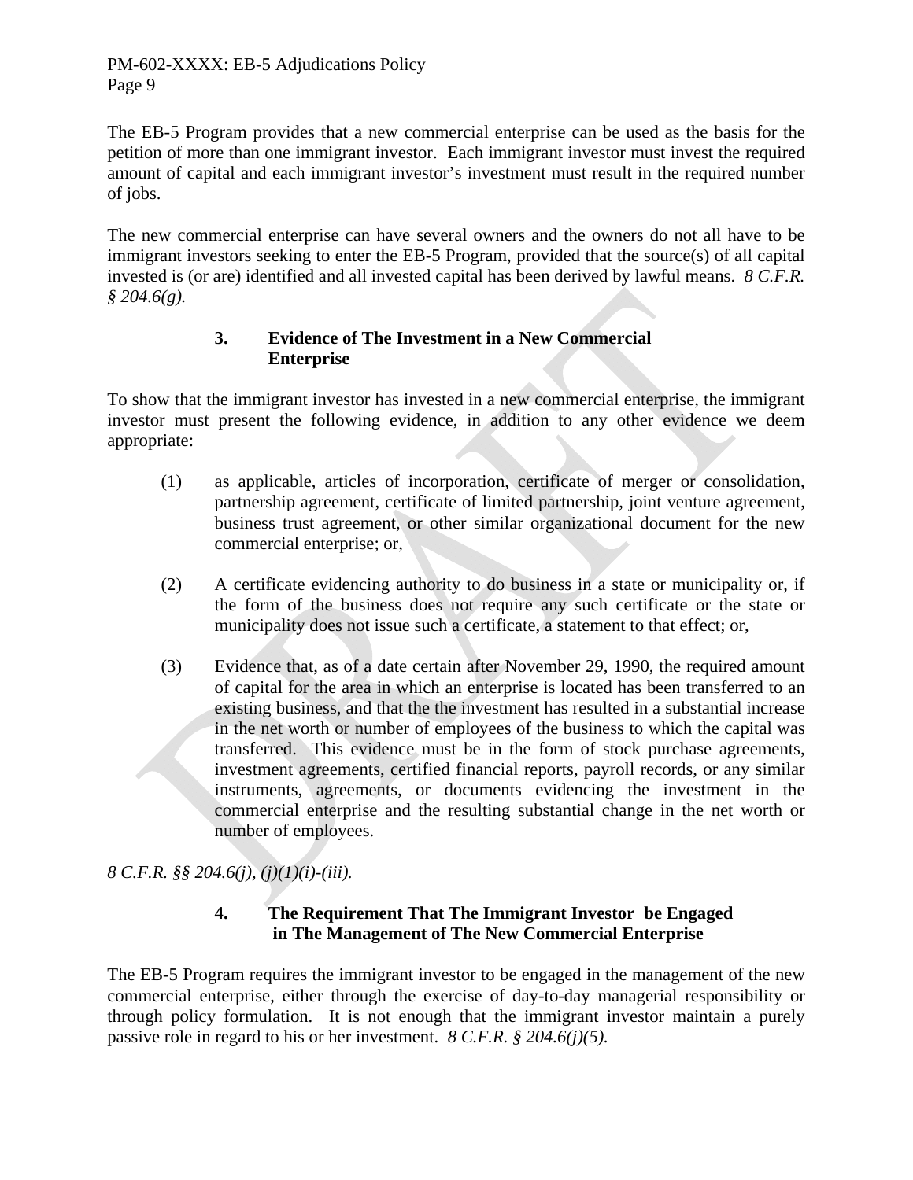The EB-5 Program provides that a new commercial enterprise can be used as the basis for the petition of more than one immigrant investor. Each immigrant investor must invest the required amount of capital and each immigrant investor's investment must result in the required number of jobs.

The new commercial enterprise can have several owners and the owners do not all have to be immigrant investors seeking to enter the EB-5 Program, provided that the source(s) of all capital invested is (or are) identified and all invested capital has been derived by lawful means. *8 C.F.R. § 204.6(g).*

### 3. Evidence of The Investment in a New Commercial Enterprise

To show that the immigrant investor has invested in a new commercial enterprise, the immigrant investor must present the following evidence, in addition to any other evidence we deem appropriate:

(1) as applicable, articles of incorporation, certificate of merger or consolidation, partnership agreement, certificate of limited partnership, joint venture agreement, business trust agreement, or other similar organizational document for the new commercial enterprise; or,

(2) A certificate evidencing authority to do business in a state or municipality or, if the form of the business does not require any such certificate or the state or municipality does not issue such a certificate, a statement to that effect; or,

(3) Evidence that, as of a date certain after November 29, 1990, the required amount of capital for the area in which an enterprise is located has been transferred to an existing business, and that the the investment has resulted in a substantial increase in the net worth or number of employees of the business to which the capital was transfered. This evidence must be in the form of stock purchase agreements, investment agreements, certified financial reports, payroll records, or any similar instruments, agreements, or documents evidencing the investment in the commercial enterprise and the resulting substantial change in the net worth or number of employees.

*8 C.F.R. §§ 204.6(j), (j)(1)(i)-(iii).*

### 4. The Requirement That The Immigrant Investor be Engaged in The Management of The New Commercial Enterprise

The EB-5 Program requires the immigrant investor to be engaged in the management of the new commercial enterprise, either through the exercise of day-to-day managerial responsibility or through policy formulation. It is not enough that the immigrant investor maintain a purely passive role in regard to his or her investment. *8 C.F.R. § 204.6(j)(5).*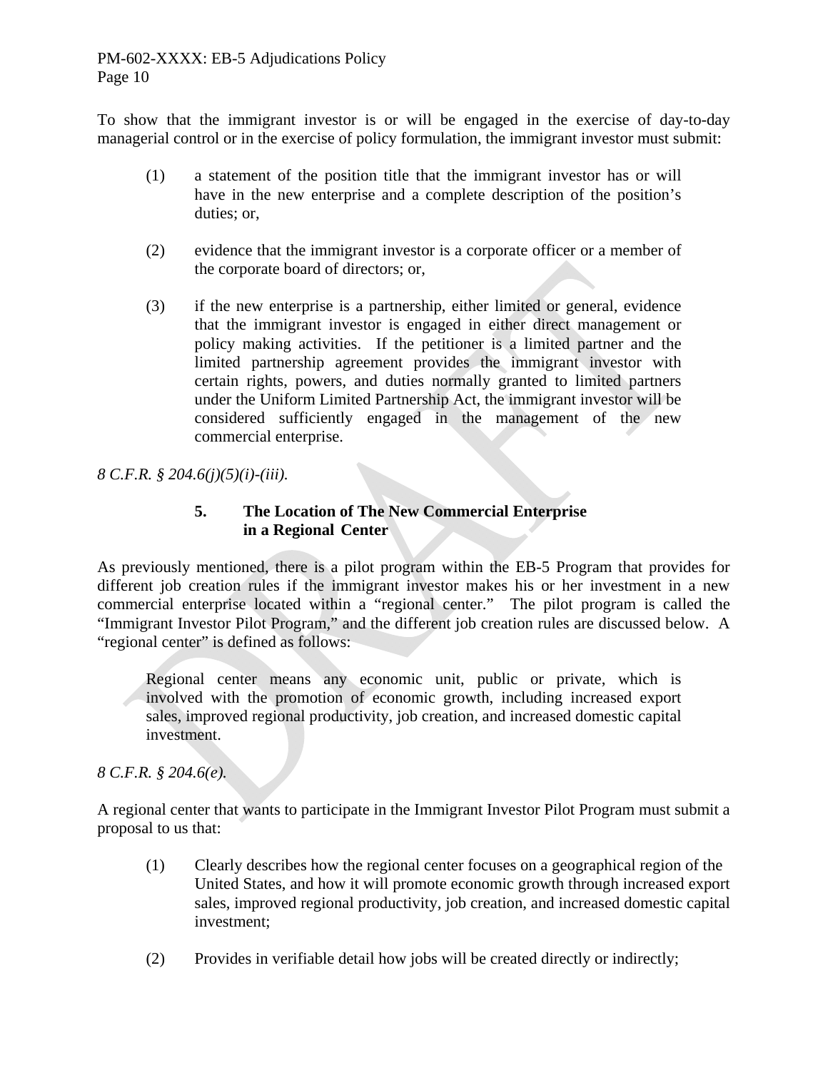To show that the immigrant investor is or will be engaged in the exercise of day-to-day managerial control or in the exercise of policy formulation, the immigrant investor must submit:

> (1) a statement of the position title that the immigrant investor has or will have in the new enterprise and a complete description of the position's duties; or,
>
> (2) evidence that the immigrant investor is a corporate officer or a member of the corporate board of directors; or,
>
> (3) if the new enterprise is a partnership, either limited or general, evidence that the immigrant investor is engaged in either direct management or policy making activities. If the petitioner is a limited partner and the limited partnership agreement provides the immigrant investor with certain rights, powers, and duties normally granted to limited partners under the Uniform Limited Partnership Act, the immigrant investor will be considered sufficiently engaged in the management of the new commercial enterprise.

*8 C.F.R. § 204.6(j)(5)(i)-(iii).*

### 5. The Location of The New Commercial Enterprise in a Regional Center

As previously mentioned, there is a pilot program within the EB-5 Program that provides for different job creation rules if the immigrant investor makes his or her investment in a new commercial enterprise located within a "regional center." The pilot program is called the "Immigrant Investor Pilot Program," and the different job creation rules are discussed below. A "regional center" is defined as follows:

> Regional center means any economic unit, public or private, which is involved with the promotion of economic growth, including increased export sales, improved regional productivity, job creation, and increased domestic capital investment.

*8 C.F.R. § 204.6(e).*

A regional center that wants to participate in the Immigrant Investor Pilot Program must submit a proposal to us that:

> (1) Clearly describes how the regional center focuses on a geographical region of the United States, and how it will promote economic growth through increased export sales, improved regional productivity, job creation, and increased domestic capital investment;
>
> (2) Provides in verifiable detail how jobs will be created directly or indirectly;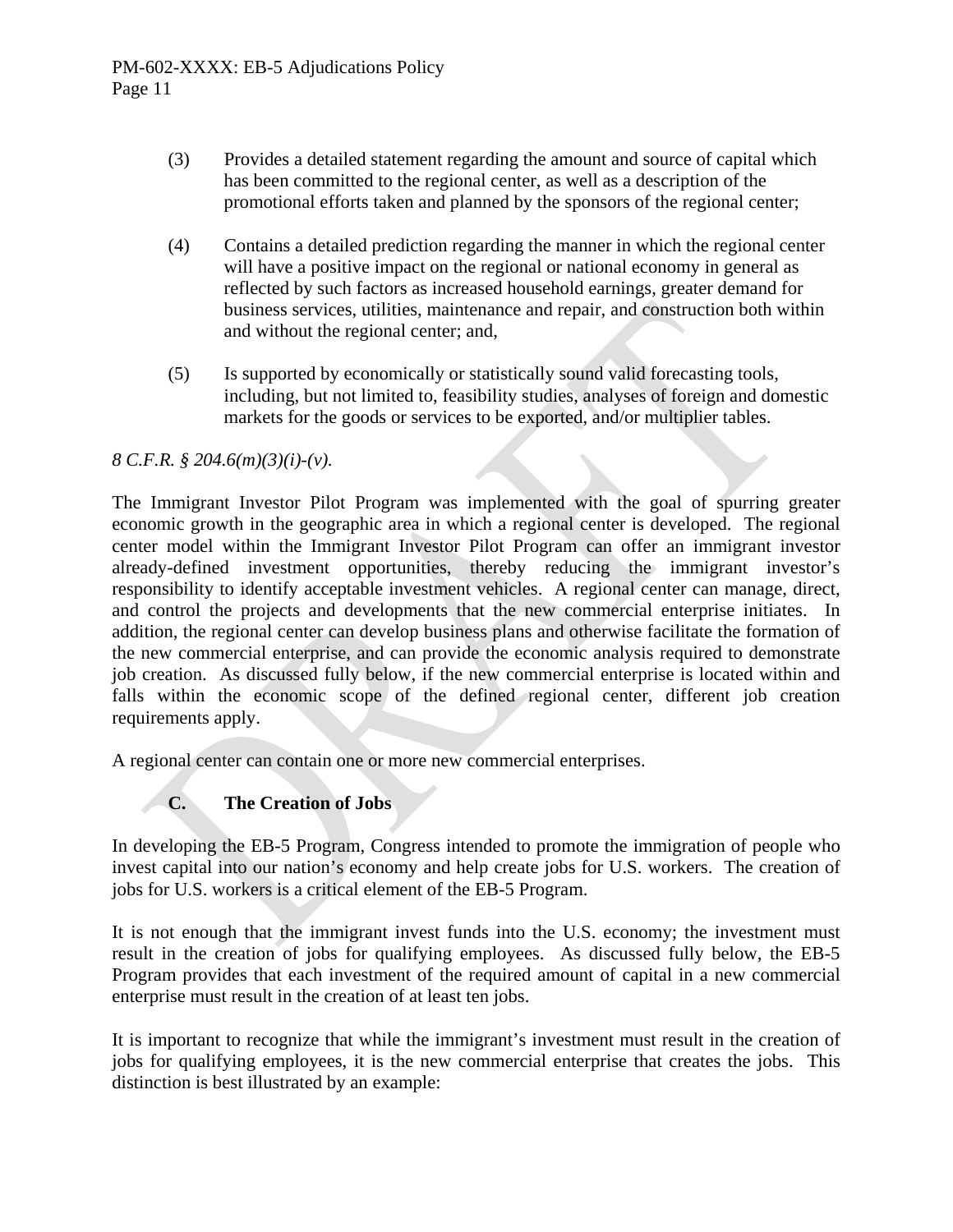(3) Provides a detailed statement regarding the amount and source of capital which has been committed to the regional center, as well as a description of the promotional efforts taken and planned by the sponsors of the regional center;

(4) Contains a detailed prediction regarding the manner in which the regional center will have a positive impact on the regional or national economy in general as reflected by such factors as increased household earnings, greater demand for business services, utilities, maintenance and repair, and construction both within and without the regional center; and,

(5) Is supported by economically or statistically sound valid forecasting tools, including, but not limited to, feasibility studies, analyses of foreign and domestic markets for the goods or services to be exported, and/or multiplier tables.

*8 C.F.R. § 204.6(m)(3)(i)-(v).*

The Immigrant Investor Pilot Program was implemented with the goal of spurring greater economic growth in the geographic area in which a regional center is developed. The regional center model within the Immigrant Investor Pilot Program can offer an immigrant investor already-defined investment opportunities, thereby reducing the immigrant investor's responsibility to identify acceptable investment vehicles. A regional center can manage, direct, and control the projects and developments that the new commercial enterprise initiates. In addition, the regional center can develop business plans and otherwise facilitate the formation of the new commercial enterprise, and can provide the economic analysis required to demonstrate job creation. As discussed fully below, if the new commercial enterprise is located within and falls within the economic scope of the defined regional center, different job creation requirements apply.

A regional center can contain one or more new commercial enterprises.

### C. The Creation of Jobs

In developing the EB-5 Program, Congress intended to promote the immigration of people who invest capital into our nation's economy and help create jobs for U.S. workers. The creation of jobs for U.S. workers is a critical element of the EB-5 Program.

It is not enough that the immigrant invest funds into the U.S. economy; the investment must result in the creation of jobs for qualifying employees. As discussed fully below, the EB-5 Program provides that each investment of the required amount of capital in a new commercial enterprise must result in the creation of at least ten jobs.

It is important to recognize that while the immigrant's investment must result in the creation of jobs for qualifying employees, it is the new commercial enterprise that creates the jobs. This distinction is best illustrated by an example: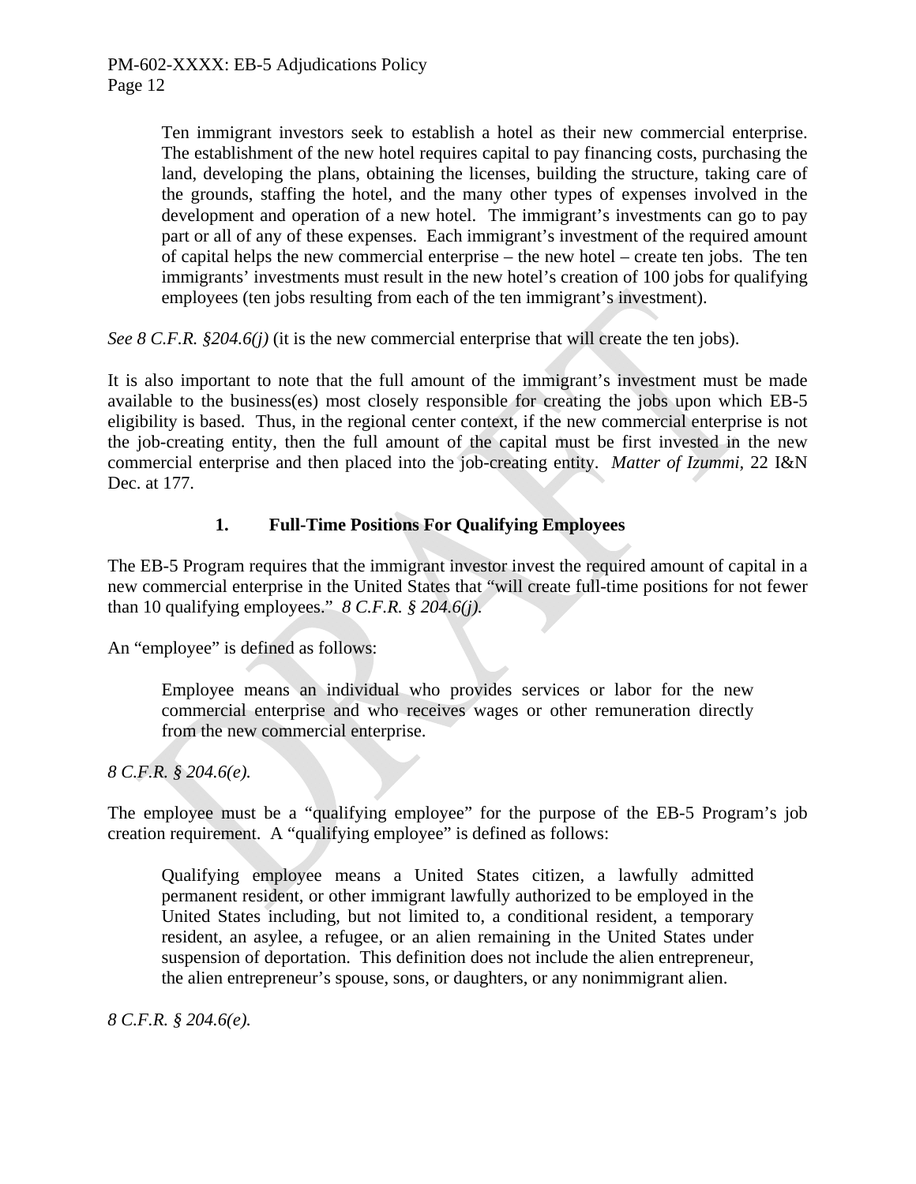> Ten immigrant investors seek to establish a hotel as their new commercial enterprise. The establishment of the new hotel requires capital to pay financing costs, purchasing the land, developing the plans, obtaining the licenses, building the structure, taking care of the grounds, staffing the hotel, and the many other types of expenses involved in the development and operation of a new hotel. The immigrant's investments can go to pay part or all of any of these expenses. Each immigrant's investment of the required amount of capital helps the new commercial enterprise – the new hotel – create ten jobs. The ten immigrants' investments must result in the new hotel's creation of 100 jobs for qualifying employees (ten jobs resulting from each of the ten immigrant's investment).

*See 8 C.F.R. §204.6(j)* (it is the new commercial enterprise that will create the ten jobs).

It is also important to note that the full amount of the immigrant's investment must be made available to the business(es) most closely responsible for creating the jobs upon which EB-5 eligibility is based. Thus, in the regional center context, if the new commercial enterprise is not the job-creating entity, then the full amount of the capital must be first invested in the new commercial enterprise and then placed into the job-creating entity. *Matter of Izummi*, 22 I&N Dec. at 177.

### 1. Full-Time Positions For Qualifying Employees

The EB-5 Program requires that the immigrant investor invest the required amount of capital in a new commercial enterprise in the United States that "will create full-time positions for not fewer than 10 qualifying employees." *8 C.F.R. § 204.6(j).*

An "employee" is defined as follows:

> Employee means an individual who provides services or labor for the new commercial enterprise and who receives wages or other remuneration directly from the new commercial enterprise.

*8 C.F.R. § 204.6(e).*

The employee must be a "qualifying employee" for the purpose of the EB-5 Program's job creation requirement. A "qualifying employee" is defined as follows:

> Qualifying employee means a United States citizen, a lawfully admitted permanent resident, or other immigrant lawfully authorized to be employed in the United States including, but not limited to, a conditional resident, a temporary resident, an asylee, a refugee, or an alien remaining in the United States under suspension of deportation. This definition does not include the alien entrepreneur, the alien entrepreneur's spouse, sons, or daughters, or any nonimmigrant alien.

*8 C.F.R. § 204.6(e).*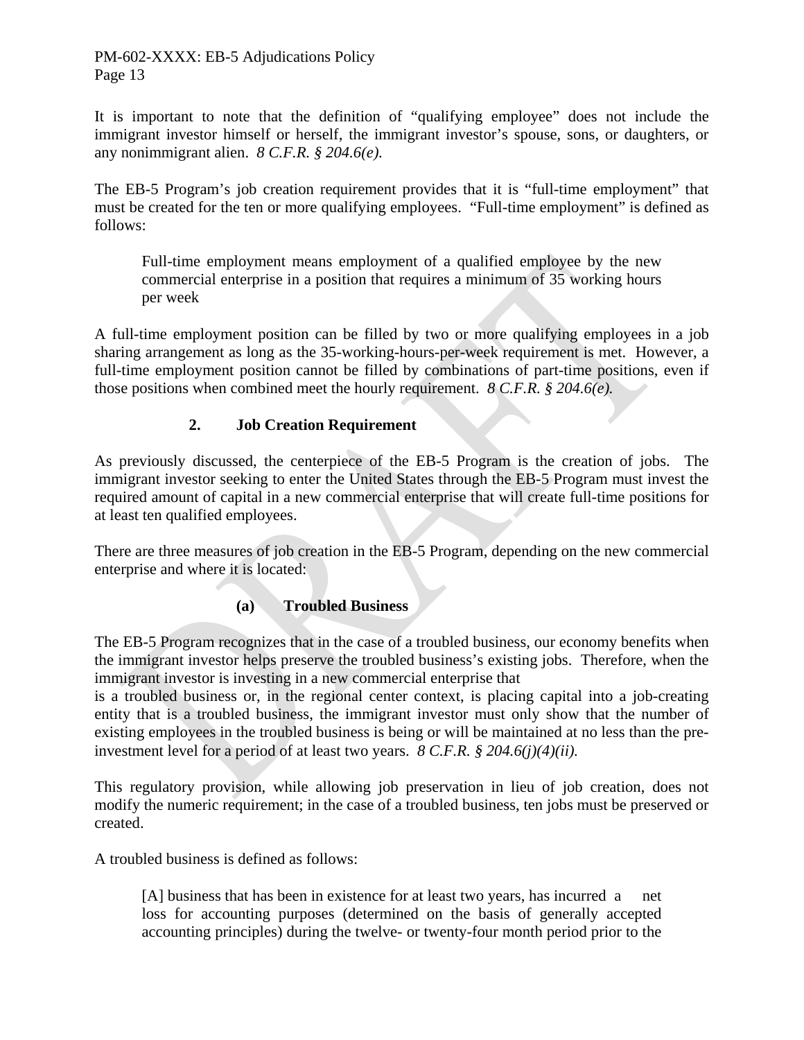It is important to note that the definition of "qualifying employee" does not include the immigrant investor himself or herself, the immigrant investor's spouse, sons, or daughters, or any nonimmigrant alien. *8 C.F.R. § 204.6(e).*

The EB-5 Program's job creation requirement provides that it is "full-time employment" that must be created for the ten or more qualifying employees. "Full-time employment" is defined as follows:

> Full-time employment means employment of a qualified employee by the new commercial enterprise in a position that requires a minimum of 35 working hours per week

A full-time employment position can be filled by two or more qualifying employees in a job sharing arrangement as long as the 35-working-hours-per-week requirement is met. However, a full-time employment position cannot be filled by combinations of part-time positions, even if those positions when combined meet the hourly requirement. *8 C.F.R. § 204.6(e).*

### 2. Job Creation Requirement

As previously discussed, the centerpiece of the EB-5 Program is the creation of jobs. The immigrant investor seeking to enter the United States through the EB-5 Program must invest the required amount of capital in a new commercial enterprise that will create full-time positions for at least ten qualified employees.

There are three measures of job creation in the EB-5 Program, depending on the new commercial enterprise and where it is located:

#### (a) Troubled Business

The EB-5 Program recognizes that in the case of a troubled business, our economy benefits when the immigrant investor helps preserve the troubled business's existing jobs. Therefore, when the immigrant investor is investing in a new commercial enterprise that is a troubled business or, in the regional center context, is placing capital into a job-creating entity that is a troubled business, the immigrant investor must only show that the number of existing employees in the troubled business is being or will be maintained at no less than the pre-investment level for a period of at least two years. *8 C.F.R. § 204.6(j)(4)(ii).*

This regulatory provision, while allowing job preservation in lieu of job creation, does not modify the numeric requirement; in the case of a troubled business, ten jobs must be preserved or created.

A troubled business is defined as follows:

> [A] business that has been in existence for at least two years, has incurred a net loss for accounting purposes (determined on the basis of generally accepted accounting principles) during the twelve- or twenty-four month period prior to the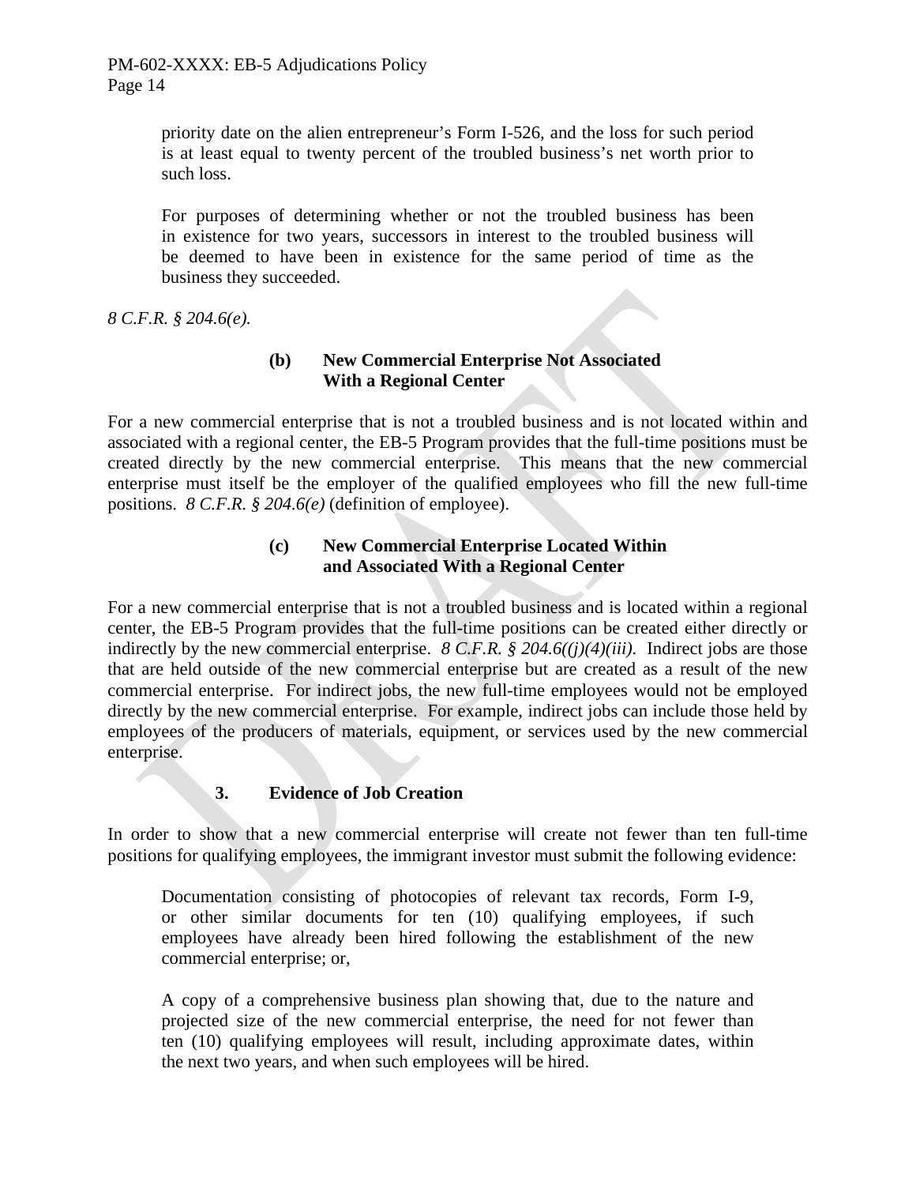priority date on the alien entrepreneur's Form I-526, and the loss for such period is at least equal to twenty percent of the troubled business's net worth prior to such loss.

> For purposes of determining whether or not the troubled business has been in existence for two years, successors in interest to the troubled business will be deemed to have been in existence for the same period of time as the business they succeeded.

*8 C.F.R. § 204.6(e).*

**(b) New Commercial Enterprise Not Associated With a Regional Center**

For a new commercial enterprise that is not a troubled business and is not located within and associated with a regional center, the EB-5 Program provides that the full-time positions must be created directly by the new commercial enterprise. This means that the new commercial enterprise must itself be the employer of the qualified employees who fill the new full-time positions. *8 C.F.R. § 204.6(e)* (definition of employee).

**(c) New Commercial Enterprise Located Within and Associated With a Regional Center**

For a new commercial enterprise that is not a troubled business and is located within a regional center, the EB-5 Program provides that the full-time positions can be created either directly or indirectly by the new commercial enterprise. *8 C.F.R. § 204.6((j)(4)(iii).* Indirect jobs are those that are held outside of the new commercial enterprise but are created as a result of the new commercial enterprise. For indirect jobs, the new full-time employees would not be employed directly by the new commercial enterprise. For example, indirect jobs can include those held by employees of the producers of materials, equipment, or services used by the new commercial enterprise.

### 3. Evidence of Job Creation

In order to show that a new commercial enterprise will create not fewer than ten full-time positions for qualifying employees, the immigrant investor must submit the following evidence:

> Documentation consisting of photocopies of relevant tax records, Form I-9, or other similar documents for ten (10) qualifying employees, if such employees have already been hired following the establishment of the new commercial enterprise; or,
>
> A copy of a comprehensive business plan showing that, due to the nature and projected size of the new commercial enterprise, the need for not fewer than ten (10) qualifying employees will result, including approximate dates, within the next two years, and when such employees will be hired.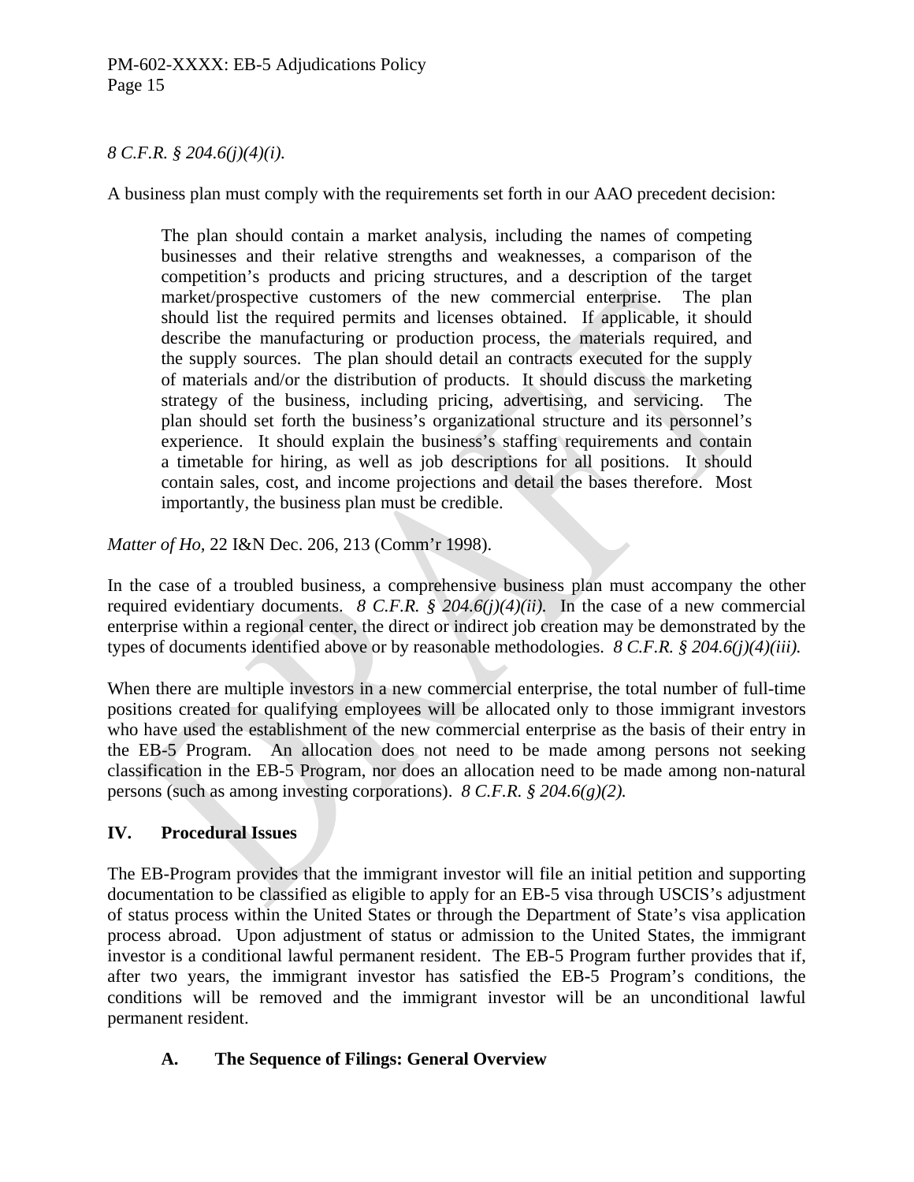*8 C.F.R. § 204.6(j)(4)(i).*

A business plan must comply with the requirements set forth in our AAO precedent decision:

> The plan should contain a market analysis, including the names of competing businesses and their relative strengths and weaknesses, a comparison of the competition's products and pricing structures, and a description of the target market/prospective customers of the new commercial enterprise. The plan should list the required permits and licenses obtained. If applicable, it should describe the manufacturing or production process, the materials required, and the supply sources. The plan should detail an contracts executed for the supply of materials and/or the distribution of products. It should discuss the marketing strategy of the business, including pricing, advertising, and servicing. The plan should set forth the business's organizational structure and its personnel's experience. It should explain the business's staffing requirements and contain a timetable for hiring, as well as job descriptions for all positions. It should contain sales, cost, and income projections and detail the bases therefore. Most importantly, the business plan must be credible.

*Matter of Ho,* 22 I&N Dec. 206, 213 (Comm'r 1998).

In the case of a troubled business, a comprehensive business plan must accompany the other required evidentiary documents. *8 C.F.R. § 204.6(j)(4)(ii).* In the case of a new commercial enterprise within a regional center, the direct or indirect job creation may be demonstrated by the types of documents identified above or by reasonable methodologies. *8 C.F.R. § 204.6(j)(4)(iii).*

When there are multiple investors in a new commercial enterprise, the total number of full-time positions created for qualifying employees will be allocated only to those immigrant investors who have used the establishment of the new commercial enterprise as the basis of their entry in the EB-5 Program. An allocation does not need to be made among persons not seeking classification in the EB-5 Program, nor does an allocation need to be made among non-natural persons (such as among investing corporations). *8 C.F.R. § 204.6(g)(2).*

## IV. Procedural Issues

The EB-Program provides that the immigrant investor will file an initial petition and supporting documentation to be classified as eligible to apply for an EB-5 visa through USCIS's adjustment of status process within the United States or through the Department of State's visa application process abroad. Upon adjustment of status or admission to the United States, the immigrant investor is a conditional lawful permanent resident. The EB-5 Program further provides that if, after two years, the immigrant investor has satisfied the EB-5 Program's conditions, the conditions will be removed and the immigrant investor will be an unconditional lawful permanent resident.

### A. The Sequence of Filings: General Overview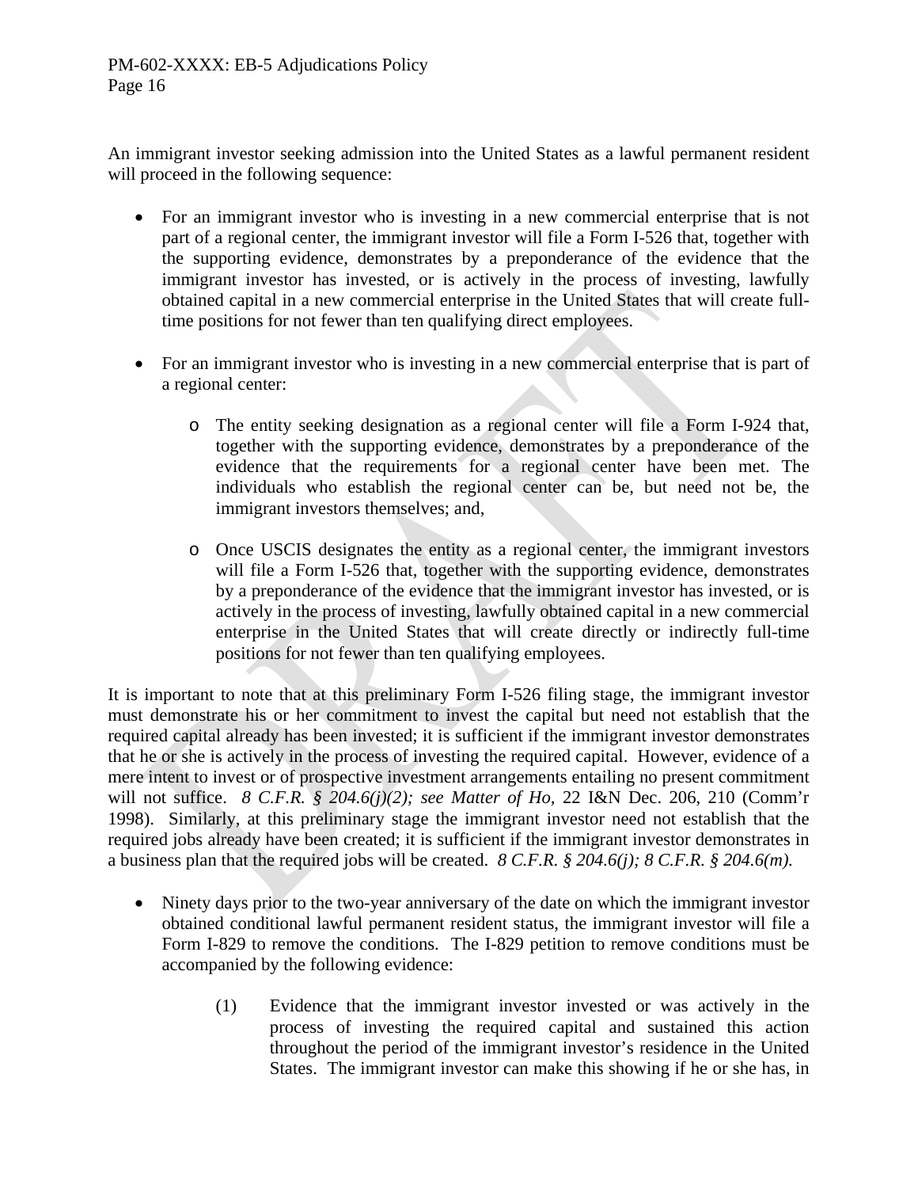An immigrant investor seeking admission into the United States as a lawful permanent resident will proceed in the following sequence:

- For an immigrant investor who is investing in a new commercial enterprise that is not part of a regional center, the immigrant investor will file a Form I-526 that, together with the supporting evidence, demonstrates by a preponderance of the evidence that the immigrant investor has invested, or is actively in the process of investing, lawfully obtained capital in a new commercial enterprise in the United States that will create full-time positions for not fewer than ten qualifying direct employees.

- For an immigrant investor who is investing in a new commercial enterprise that is part of a regional center:

  - The entity seeking designation as a regional center will file a Form I-924 that, together with the supporting evidence, demonstrates by a preponderance of the evidence that the requirements for a regional center have been met. The individuals who establish the regional center can be, but need not be, the immigrant investors themselves; and,

  - Once USCIS designates the entity as a regional center, the immigrant investors will file a Form I-526 that, together with the supporting evidence, demonstrates by a preponderance of the evidence that the immigrant investor has invested, or is actively in the process of investing, lawfully obtained capital in a new commercial enterprise in the United States that will create directly or indirectly full-time positions for not fewer than ten qualifying employees.

It is important to note that at this preliminary Form I-526 filing stage, the immigrant investor must demonstrate his or her commitment to invest the capital but need not establish that the required capital already has been invested; it is sufficient if the immigrant investor demonstrates that he or she is actively in the process of investing the required capital. However, evidence of a mere intent to invest or of prospective investment arrangements entailing no present commitment will not suffice. *8 C.F.R. § 204.6(j)(2); see Matter of Ho,* 22 I&N Dec. 206, 210 (Comm'r 1998). Similarly, at this preliminary stage the immigrant investor need not establish that the required jobs already have been created; it is sufficient if the immigrant investor demonstrates in a business plan that the required jobs will be created. *8 C.F.R. § 204.6(j); 8 C.F.R. § 204.6(m).*

- Ninety days prior to the two-year anniversary of the date on which the immigrant investor obtained conditional lawful permanent resident status, the immigrant investor will file a Form I-829 to remove the conditions. The I-829 petition to remove conditions must be accompanied by the following evidence:

  (1) Evidence that the immigrant investor invested or was actively in the process of investing the required capital and sustained this action throughout the period of the immigrant investor's residence in the United States. The immigrant investor can make this showing if he or she has, in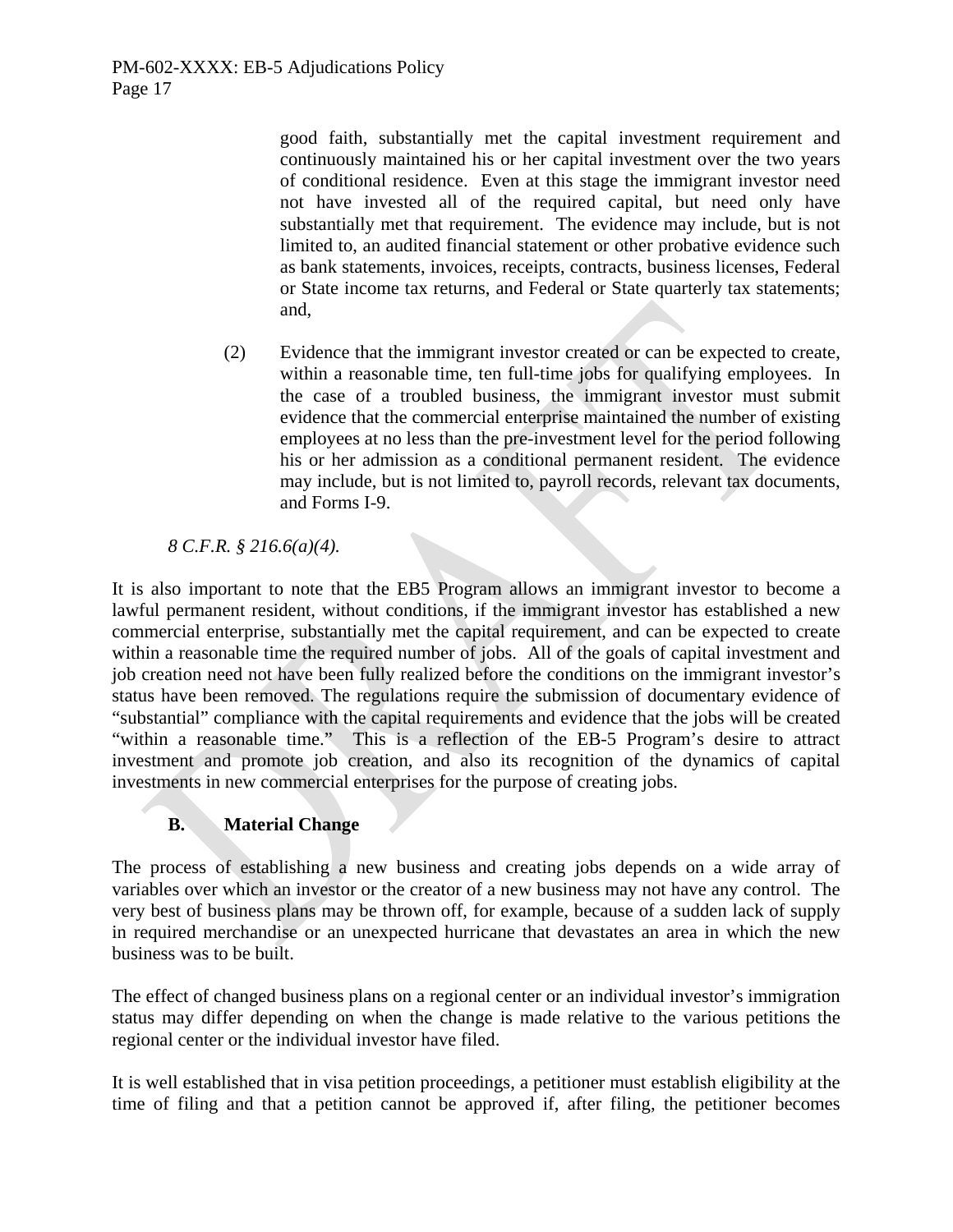good faith, substantially met the capital investment requirement and continuously maintained his or her capital investment over the two years of conditional residence. Even at this stage the immigrant investor need not have invested all of the required capital, but need only have substantially met that requirement. The evidence may include, but is not limited to, an audited financial statement or other probative evidence such as bank statements, invoices, receipts, contracts, business licenses, Federal or State income tax returns, and Federal or State quarterly tax statements; and,

(2) Evidence that the immigrant investor created or can be expected to create, within a reasonable time, ten full-time jobs for qualifying employees. In the case of a troubled business, the immigrant investor must submit evidence that the commercial enterprise maintained the number of existing employees at no less than the pre-investment level for the period following his or her admission as a conditional permanent resident. The evidence may include, but is not limited to, payroll records, relevant tax documents, and Forms I-9.

*8 C.F.R. § 216.6(a)(4).*

It is also important to note that the EB5 Program allows an immigrant investor to become a lawful permanent resident, without conditions, if the immigrant investor has established a new commercial enterprise, substantially met the capital requirement, and can be expected to create within a reasonable time the required number of jobs. All of the goals of capital investment and job creation need not have been fully realized before the conditions on the immigrant investor's status have been removed. The regulations require the submission of documentary evidence of "substantial" compliance with the capital requirements and evidence that the jobs will be created "within a reasonable time." This is a reflection of the EB-5 Program's desire to attract investment and promote job creation, and also its recognition of the dynamics of capital investments in new commercial enterprises for the purpose of creating jobs.

### B. Material Change

The process of establishing a new business and creating jobs depends on a wide array of variables over which an investor or the creator of a new business may not have any control. The very best of business plans may be thrown off, for example, because of a sudden lack of supply in required merchandise or an unexpected hurricane that devastates an area in which the new business was to be built.

The effect of changed business plans on a regional center or an individual investor's immigration status may differ depending on when the change is made relative to the various petitions the regional center or the individual investor have filed.

It is well established that in visa petition proceedings, a petitioner must establish eligibility at the time of filing and that a petition cannot be approved if, after filing, the petitioner becomes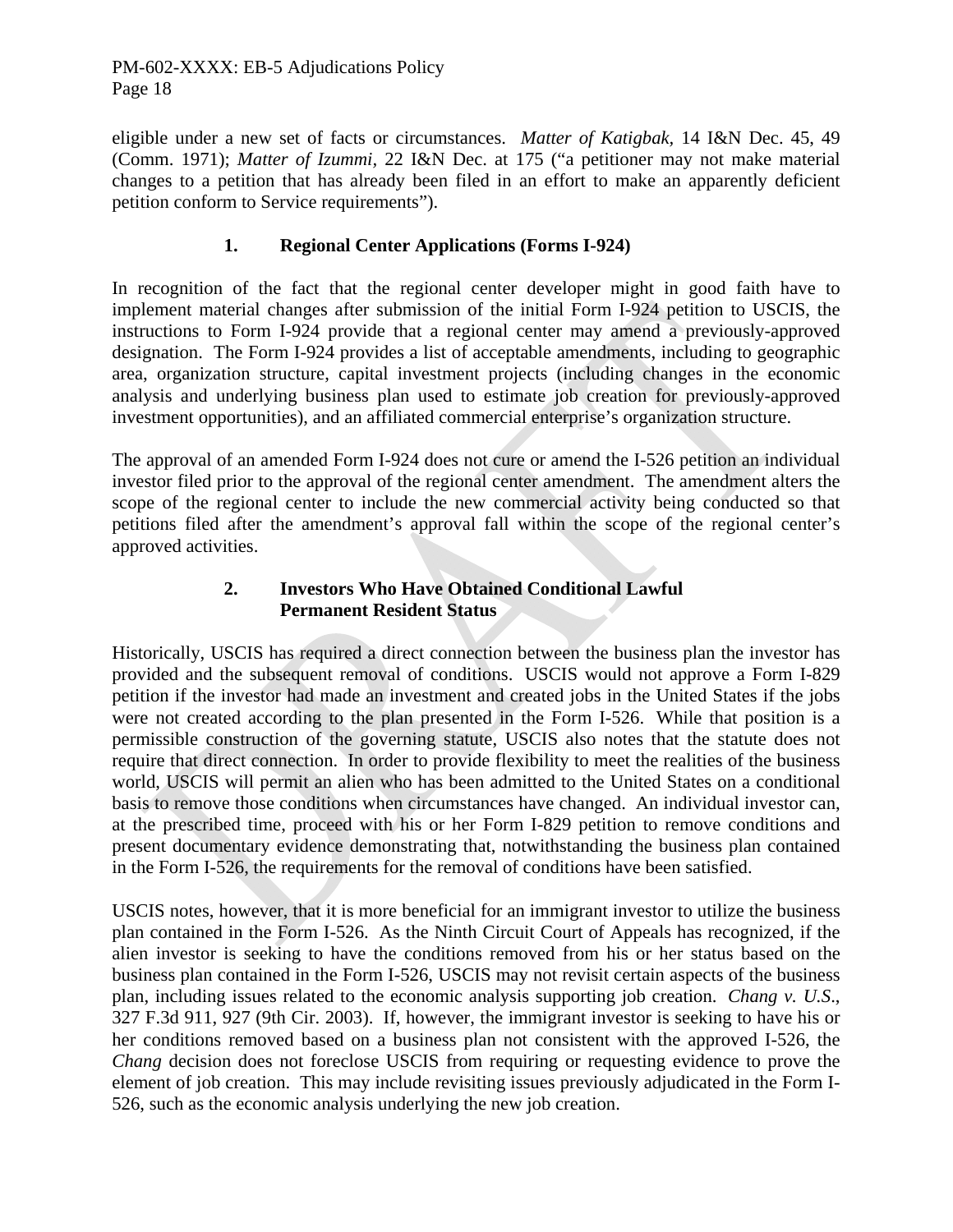eligible under a new set of facts or circumstances. *Matter of Katigbak*, 14 I&N Dec. 45, 49 (Comm. 1971); *Matter of Izummi*, 22 I&N Dec. at 175 ("a petitioner may not make material changes to a petition that has already been filed in an effort to make an apparently deficient petition conform to Service requirements").

### 1. Regional Center Applications (Forms I-924)

In recognition of the fact that the regional center developer might in good faith have to implement material changes after submission of the initial Form I-924 petition to USCIS, the instructions to Form I-924 provide that a regional center may amend a previously-approved designation. The Form I-924 provides a list of acceptable amendments, including to geographic area, organization structure, capital investment projects (including changes in the economic analysis and underlying business plan used to estimate job creation for previously-approved investment opportunities), and an affiliated commercial enterprise's organization structure.

The approval of an amended Form I-924 does not cure or amend the I-526 petition an individual investor filed prior to the approval of the regional center amendment. The amendment alters the scope of the regional center to include the new commercial activity being conducted so that petitions filed after the amendment's approval fall within the scope of the regional center's approved activities.

### 2. Investors Who Have Obtained Conditional Lawful Permanent Resident Status

Historically, USCIS has required a direct connection between the business plan the investor has provided and the subsequent removal of conditions. USCIS would not approve a Form I-829 petition if the investor had made an investment and created jobs in the United States if the jobs were not created according to the plan presented in the Form I-526. While that position is a permissible construction of the governing statute, USCIS also notes that the statute does not require that direct connection. In order to provide flexibility to meet the realities of the business world, USCIS will permit an alien who has been admitted to the United States on a conditional basis to remove those conditions when circumstances have changed. An individual investor can, at the prescribed time, proceed with his or her Form I-829 petition to remove conditions and present documentary evidence demonstrating that, notwithstanding the business plan contained in the Form I-526, the requirements for the removal of conditions have been satisfied.

USCIS notes, however, that it is more beneficial for an immigrant investor to utilize the business plan contained in the Form I-526. As the Ninth Circuit Court of Appeals has recognized, if the alien investor is seeking to have the conditions removed from his or her status based on the business plan contained in the Form I-526, USCIS may not revisit certain aspects of the business plan, including issues related to the economic analysis supporting job creation. *Chang v. U.S*., 327 F.3d 911, 927 (9th Cir. 2003). If, however, the immigrant investor is seeking to have his or her conditions removed based on a business plan not consistent with the approved I-526, the *Chang* decision does not foreclose USCIS from requiring or requesting evidence to prove the element of job creation. This may include revisiting issues previously adjudicated in the Form I-526, such as the economic analysis underlying the new job creation.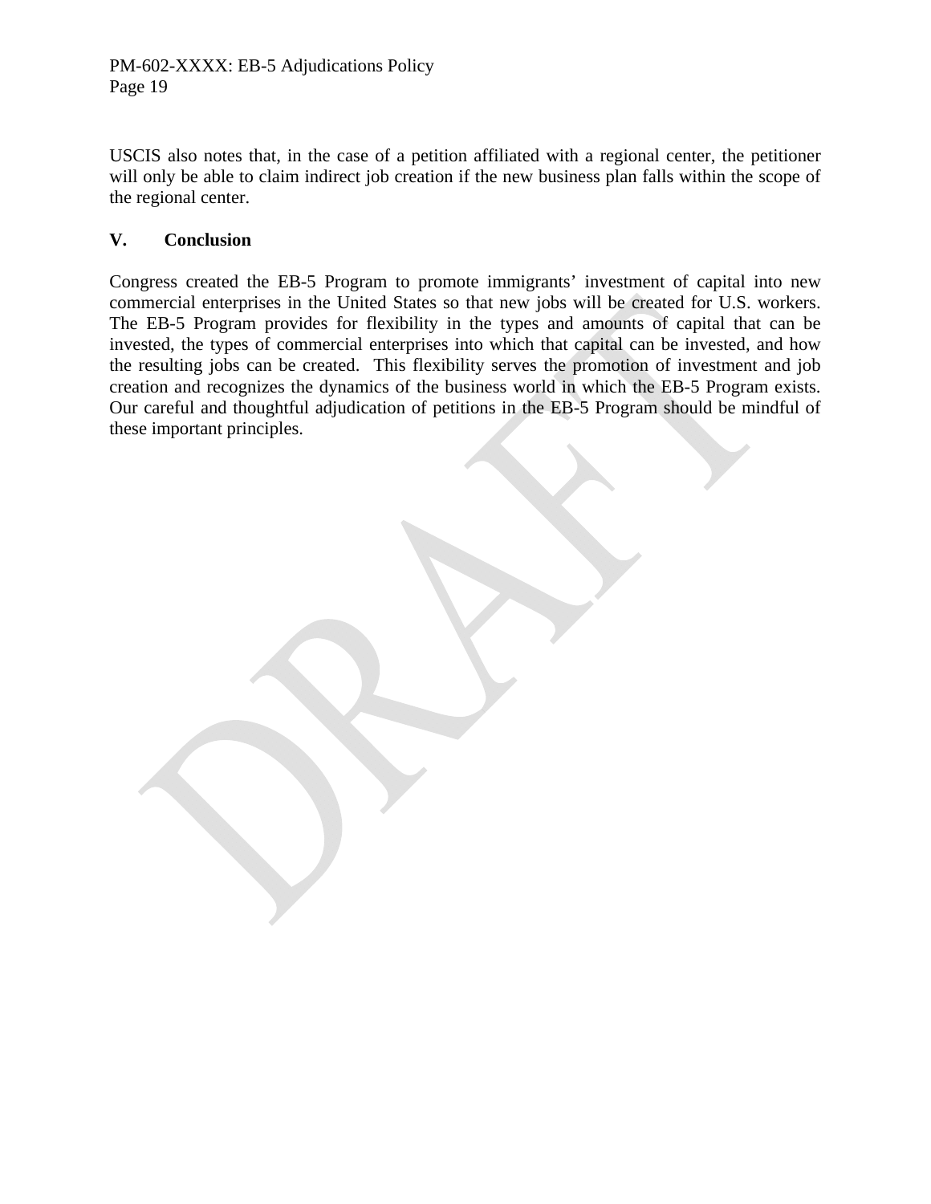USCIS also notes that, in the case of a petition affiliated with a regional center, the petitioner will only be able to claim indirect job creation if the new business plan falls within the scope of the regional center.

## V. Conclusion

Congress created the EB-5 Program to promote immigrants' investment of capital into new commercial enterprises in the United States so that new jobs will be created for U.S. workers. The EB-5 Program provides for flexibility in the types and amounts of capital that can be invested, the types of commercial enterprises into which that capital can be invested, and how the resulting jobs can be created. This flexibility serves the promotion of investment and job creation and recognizes the dynamics of the business world in which the EB-5 Program exists. Our careful and thoughtful adjudication of petitions in the EB-5 Program should be mindful of these important principles.